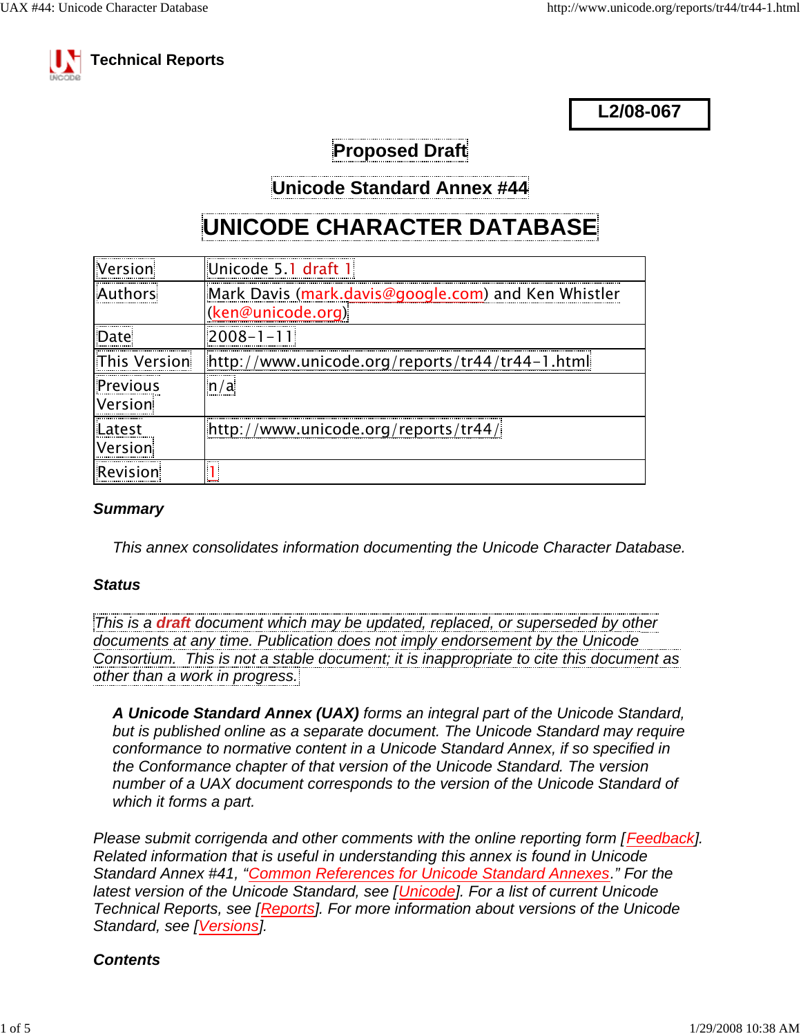Technical Reports

**L2/08-067**

## Proposed Draft

## Unicode Standard Annex #44

# UNICODE CHARACTER DATABASE

| | |
|---|---|
| Version | Unicode 5.1 draft 1 |
| Authors | Mark Davis (mark.davis@google.com) and Ken Whistler (ken@unicode.org) |
| Date | 2008-1-11 |
| This Version | http://www.unicode.org/reports/tr44/tr44-1.html |
| Previous Version | n/a |
| Latest Version | http://www.unicode.org/reports/tr44/ |
| Revision | 1 |

### *Summary*

*This annex consolidates information documenting the Unicode Character Database.*

### *Status*

*This is a **draft** document which may be updated, replaced, or superseded by other documents at any time. Publication does not imply endorsement by the Unicode Consortium. This is not a stable document; it is inappropriate to cite this document as other than a work in progress.*

> ***A Unicode Standard Annex (UAX)** forms an integral part of the Unicode Standard, but is published online as a separate document. The Unicode Standard may require conformance to normative content in a Unicode Standard Annex, if so specified in the Conformance chapter of that version of the Unicode Standard. The version number of a UAX document corresponds to the version of the Unicode Standard of which it forms a part.*

*Please submit corrigenda and other comments with the online reporting form [Feedback]. Related information that is useful in understanding this annex is found in Unicode Standard Annex #41, "Common References for Unicode Standard Annexes." For the latest version of the Unicode Standard, see [Unicode]. For a list of current Unicode Technical Reports, see [Reports]. For more information about versions of the Unicode Standard, see [Versions].*

### *Contents*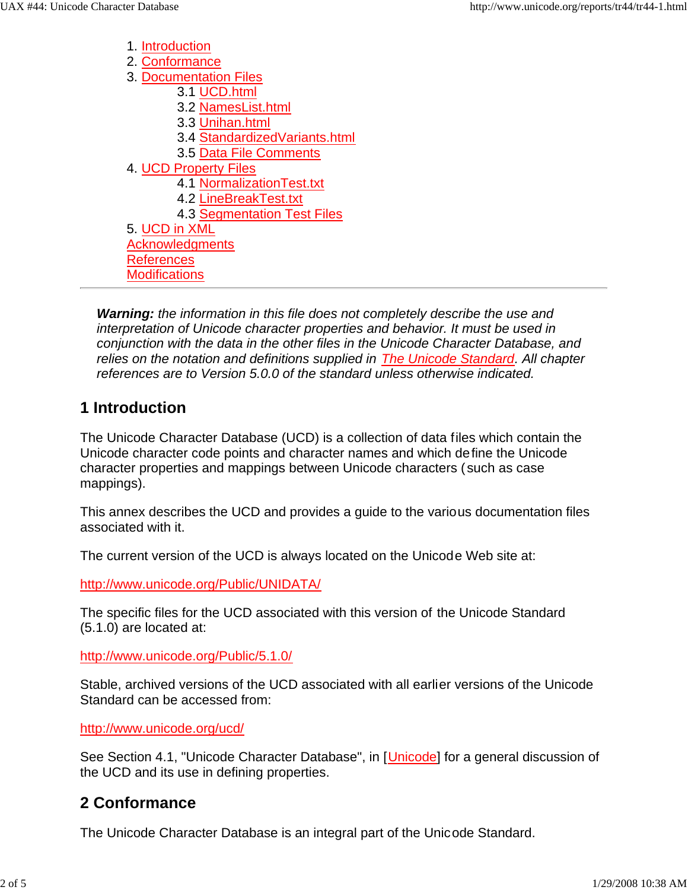1. Introduction
2. Conformance
3. Documentation Files
    - 3.1 UCD.html
    - 3.2 NamesList.html
    - 3.3 Unihan.html
    - 3.4 StandardizedVariants.html
    - 3.5 Data File Comments
4. UCD Property Files
    - 4.1 NormalizationTest.txt
    - 4.2 LineBreakTest.txt
    - 4.3 Segmentation Test Files
5. UCD in XML

Acknowledgments
References
Modifications

---

> ***Warning:*** *the information in this file does not completely describe the use and interpretation of Unicode character properties and behavior. It must be used in conjunction with the data in the other files in the Unicode Character Database, and relies on the notation and definitions supplied in The Unicode Standard. All chapter references are to Version 5.0.0 of the standard unless otherwise indicated.*

## 1 Introduction

The Unicode Character Database (UCD) is a collection of data files which contain the Unicode character code points and character names and which define the Unicode character properties and mappings between Unicode characters (such as case mappings).

This annex describes the UCD and provides a guide to the various documentation files associated with it.

The current version of the UCD is always located on the Unicode Web site at:

http://www.unicode.org/Public/UNIDATA/

The specific files for the UCD associated with this version of the Unicode Standard (5.1.0) are located at:

http://www.unicode.org/Public/5.1.0/

Stable, archived versions of the UCD associated with all earlier versions of the Unicode Standard can be accessed from:

http://www.unicode.org/ucd/

See Section 4.1, "Unicode Character Database", in [Unicode] for a general discussion of the UCD and its use in defining properties.

## 2 Conformance

The Unicode Character Database is an integral part of the Unicode Standard.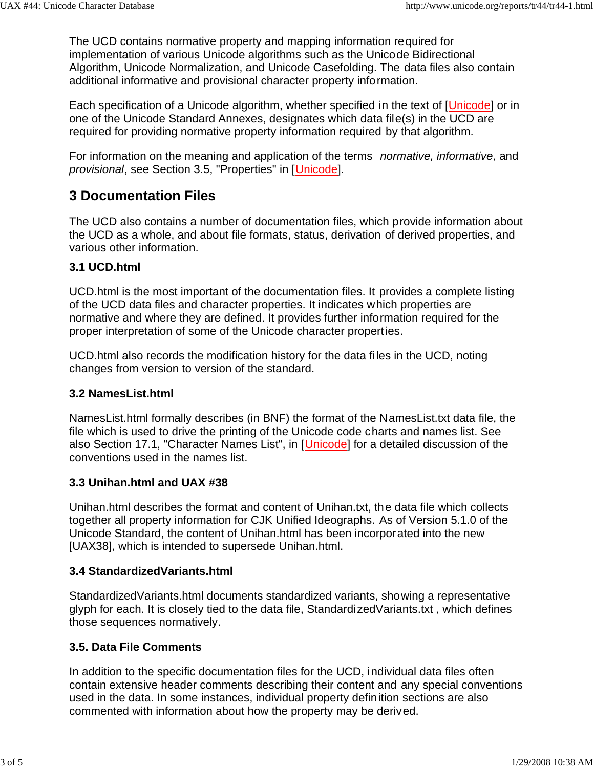The UCD contains normative property and mapping information required for implementation of various Unicode algorithms such as the Unicode Bidirectional Algorithm, Unicode Normalization, and Unicode Casefolding. The data files also contain additional informative and provisional character property information.

Each specification of a Unicode algorithm, whether specified in the text of [Unicode] or in one of the Unicode Standard Annexes, designates which data file(s) in the UCD are required for providing normative property information required by that algorithm.

For information on the meaning and application of the terms *normative, informative*, and *provisional*, see Section 3.5, "Properties" in [Unicode].

## 3 Documentation Files

The UCD also contains a number of documentation files, which provide information about the UCD as a whole, and about file formats, status, derivation of derived properties, and various other information.

### 3.1 UCD.html

UCD.html is the most important of the documentation files. It provides a complete listing of the UCD data files and character properties. It indicates which properties are normative and where they are defined. It provides further information required for the proper interpretation of some of the Unicode character properties.

UCD.html also records the modification history for the data files in the UCD, noting changes from version to version of the standard.

### 3.2 NamesList.html

NamesList.html formally describes (in BNF) the format of the NamesList.txt data file, the file which is used to drive the printing of the Unicode code charts and names list. See also Section 17.1, "Character Names List", in [Unicode] for a detailed discussion of the conventions used in the names list.

### 3.3 Unihan.html and UAX #38

Unihan.html describes the format and content of Unihan.txt, the data file which collects together all property information for CJK Unified Ideographs. As of Version 5.1.0 of the Unicode Standard, the content of Unihan.html has been incorporated into the new [UAX38], which is intended to supersede Unihan.html.

### 3.4 StandardizedVariants.html

StandardizedVariants.html documents standardized variants, showing a representative glyph for each. It is closely tied to the data file, StandardizedVariants.txt , which defines those sequences normatively.

### 3.5. Data File Comments

In addition to the specific documentation files for the UCD, individual data files often contain extensive header comments describing their content and any special conventions used in the data. In some instances, individual property definition sections are also commented with information about how the property may be derived.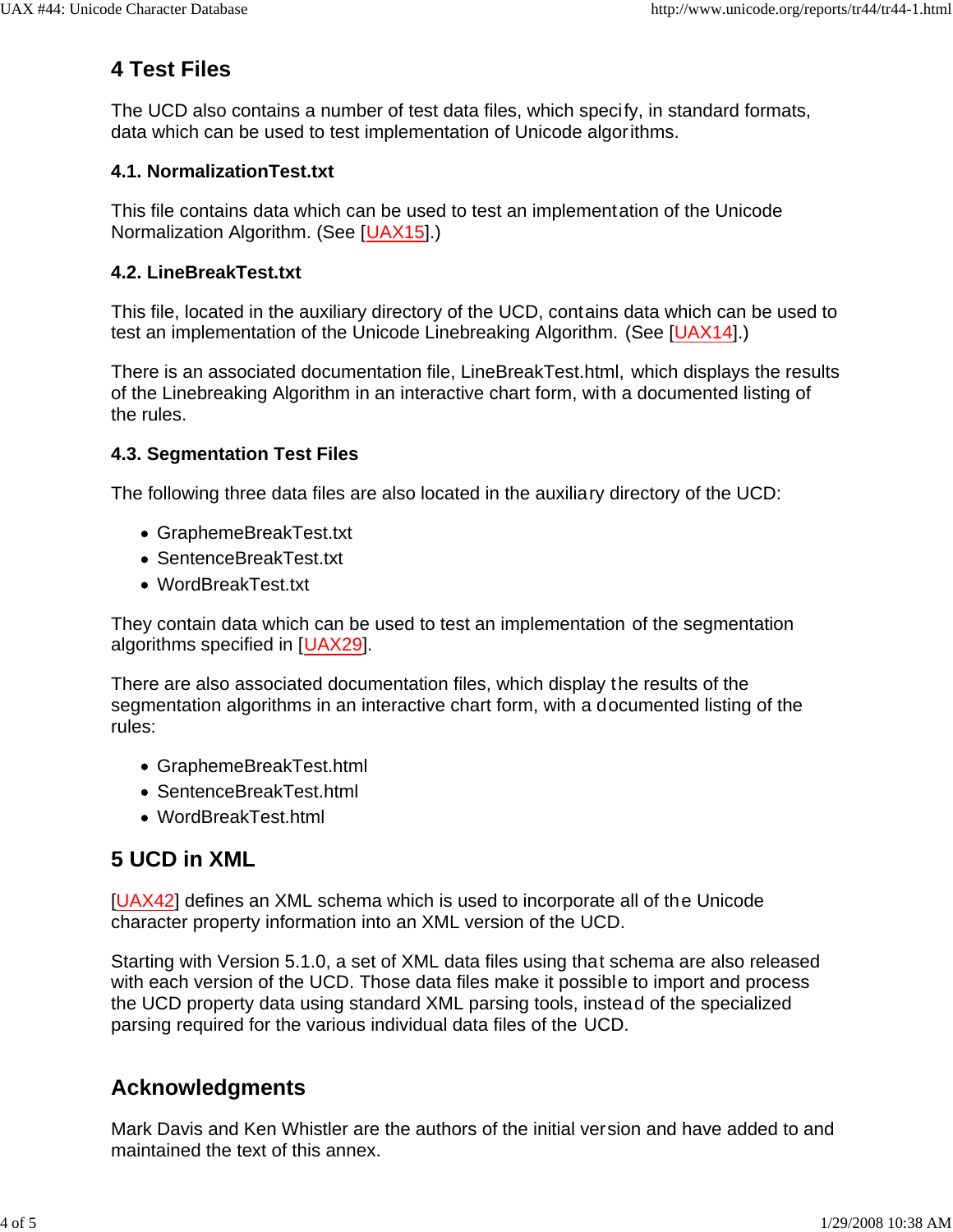## 4 Test Files

The UCD also contains a number of test data files, which specify, in standard formats, data which can be used to test implementation of Unicode algorithms.

### 4.1. NormalizationTest.txt

This file contains data which can be used to test an implementation of the Unicode Normalization Algorithm. (See [UAX15].)

### 4.2. LineBreakTest.txt

This file, located in the auxiliary directory of the UCD, contains data which can be used to test an implementation of the Unicode Linebreaking Algorithm. (See [UAX14].)

There is an associated documentation file, LineBreakTest.html, which displays the results of the Linebreaking Algorithm in an interactive chart form, with a documented listing of the rules.

### 4.3. Segmentation Test Files

The following three data files are also located in the auxiliary directory of the UCD:

- GraphemeBreakTest.txt
- SentenceBreakTest.txt
- WordBreakTest.txt

They contain data which can be used to test an implementation of the segmentation algorithms specified in [UAX29].

There are also associated documentation files, which display the results of the segmentation algorithms in an interactive chart form, with a documented listing of the rules:

- GraphemeBreakTest.html
- SentenceBreakTest.html
- WordBreakTest.html

## 5 UCD in XML

[UAX42] defines an XML schema which is used to incorporate all of the Unicode character property information into an XML version of the UCD.

Starting with Version 5.1.0, a set of XML data files using that schema are also released with each version of the UCD. Those data files make it possible to import and process the UCD property data using standard XML parsing tools, instead of the specialized parsing required for the various individual data files of the UCD.

## Acknowledgments

Mark Davis and Ken Whistler are the authors of the initial version and have added to and maintained the text of this annex.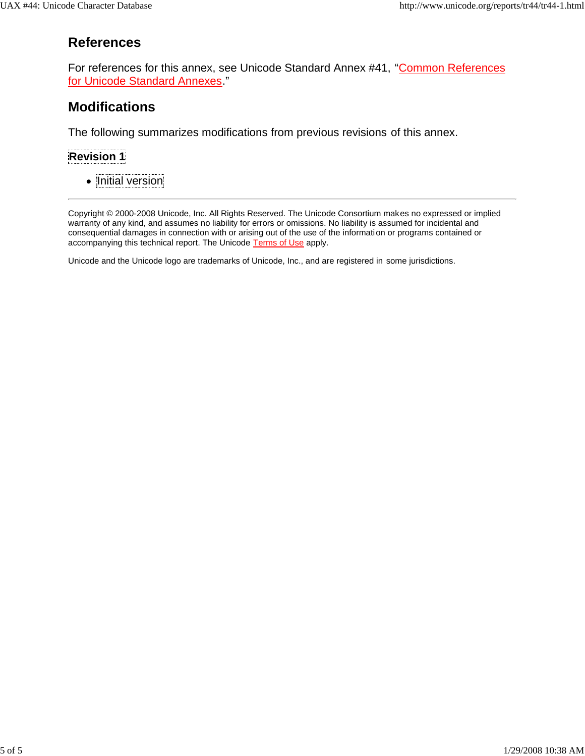## References

For references for this annex, see Unicode Standard Annex #41, “Common References for Unicode Standard Annexes.”

## Modifications

The following summarizes modifications from previous revisions of this annex.

**Revision 1**

- Initial version

---

Copyright © 2000-2008 Unicode, Inc. All Rights Reserved. The Unicode Consortium makes no expressed or implied warranty of any kind, and assumes no liability for errors or omissions. No liability is assumed for incidental and consequential damages in connection with or arising out of the use of the information or programs contained or accompanying this technical report. The Unicode Terms of Use apply.

Unicode and the Unicode logo are trademarks of Unicode, Inc., and are registered in some jurisdictions.